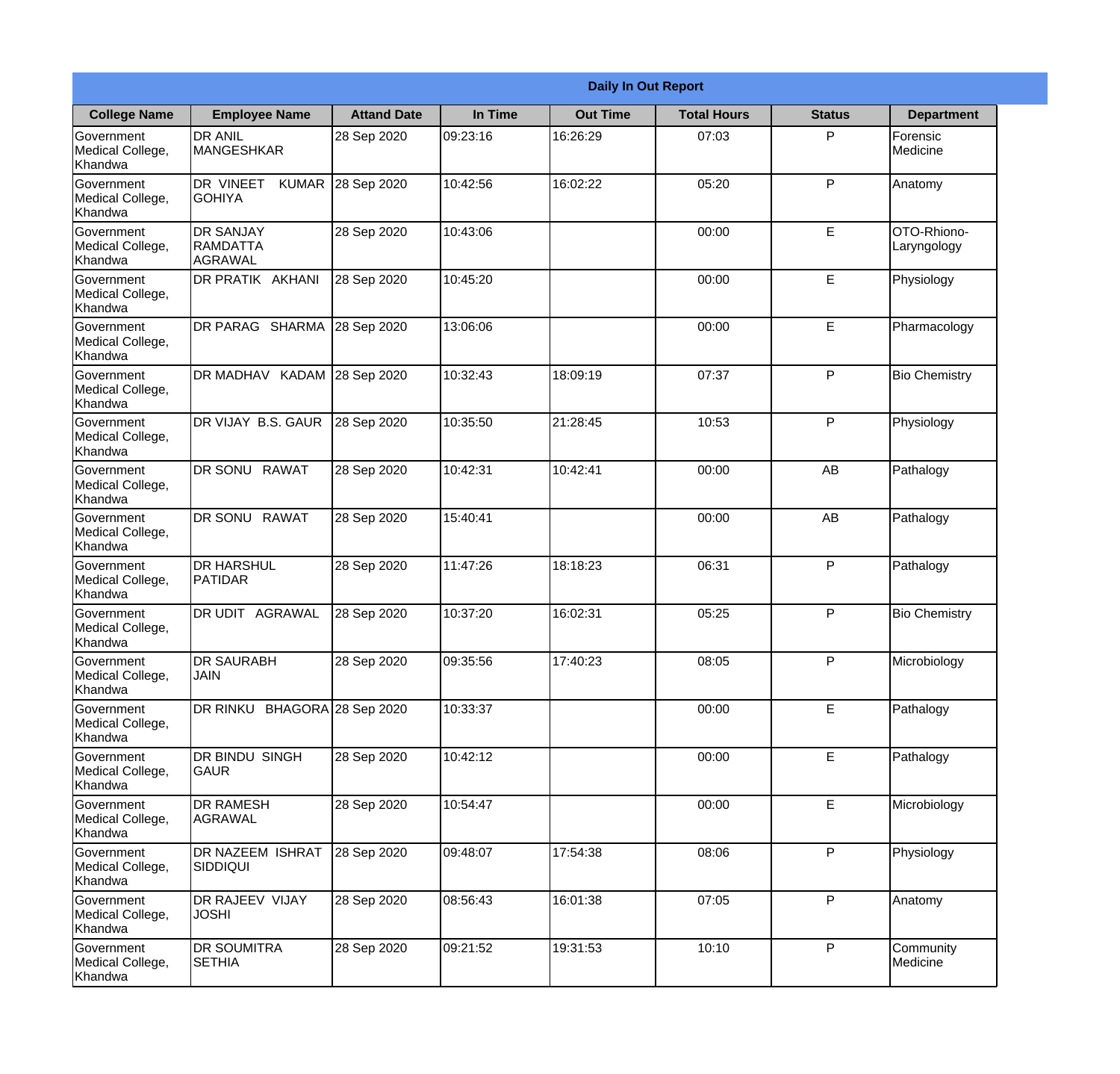**Daily In Out Report**

| College Name | Employee Name | Attand Date | In Time | Out Time | Total Hours | Status | Department |
|---|---|---|---|---|---|---|---|
| Government Medical College, Khandwa | DR ANIL MANGESHKAR | 28 Sep 2020 | 09:23:16 | 16:26:29 | 07:03 | P | Forensic Medicine |
| Government Medical College, Khandwa | DR VINEET KUMAR GOHIYA | 28 Sep 2020 | 10:42:56 | 16:02:22 | 05:20 | P | Anatomy |
| Government Medical College, Khandwa | DR SANJAY RAMDATTA AGRAWAL | 28 Sep 2020 | 10:43:06 | | 00:00 | E | OTO-Rhiono-Laryngology |
| Government Medical College, Khandwa | DR PRATIK AKHANI | 28 Sep 2020 | 10:45:20 | | 00:00 | E | Physiology |
| Government Medical College, Khandwa | DR PARAG SHARMA | 28 Sep 2020 | 13:06:06 | | 00:00 | E | Pharmacology |
| Government Medical College, Khandwa | DR MADHAV KADAM | 28 Sep 2020 | 10:32:43 | 18:09:19 | 07:37 | P | Bio Chemistry |
| Government Medical College, Khandwa | DR VIJAY B.S. GAUR | 28 Sep 2020 | 10:35:50 | 21:28:45 | 10:53 | P | Physiology |
| Government Medical College, Khandwa | DR SONU RAWAT | 28 Sep 2020 | 10:42:31 | 10:42:41 | 00:00 | AB | Pathalogy |
| Government Medical College, Khandwa | DR SONU RAWAT | 28 Sep 2020 | 15:40:41 | | 00:00 | AB | Pathalogy |
| Government Medical College, Khandwa | DR HARSHUL PATIDAR | 28 Sep 2020 | 11:47:26 | 18:18:23 | 06:31 | P | Pathalogy |
| Government Medical College, Khandwa | DR UDIT AGRAWAL | 28 Sep 2020 | 10:37:20 | 16:02:31 | 05:25 | P | Bio Chemistry |
| Government Medical College, Khandwa | DR SAURABH JAIN | 28 Sep 2020 | 09:35:56 | 17:40:23 | 08:05 | P | Microbiology |
| Government Medical College, Khandwa | DR RINKU BHAGORA | 28 Sep 2020 | 10:33:37 | | 00:00 | E | Pathalogy |
| Government Medical College, Khandwa | DR BINDU SINGH GAUR | 28 Sep 2020 | 10:42:12 | | 00:00 | E | Pathalogy |
| Government Medical College, Khandwa | DR RAMESH AGRAWAL | 28 Sep 2020 | 10:54:47 | | 00:00 | E | Microbiology |
| Government Medical College, Khandwa | DR NAZEEM ISHRAT SIDDIQUI | 28 Sep 2020 | 09:48:07 | 17:54:38 | 08:06 | P | Physiology |
| Government Medical College, Khandwa | DR RAJEEV VIJAY JOSHI | 28 Sep 2020 | 08:56:43 | 16:01:38 | 07:05 | P | Anatomy |
| Government Medical College, Khandwa | DR SOUMITRA SETHIA | 28 Sep 2020 | 09:21:52 | 19:31:53 | 10:10 | P | Community Medicine |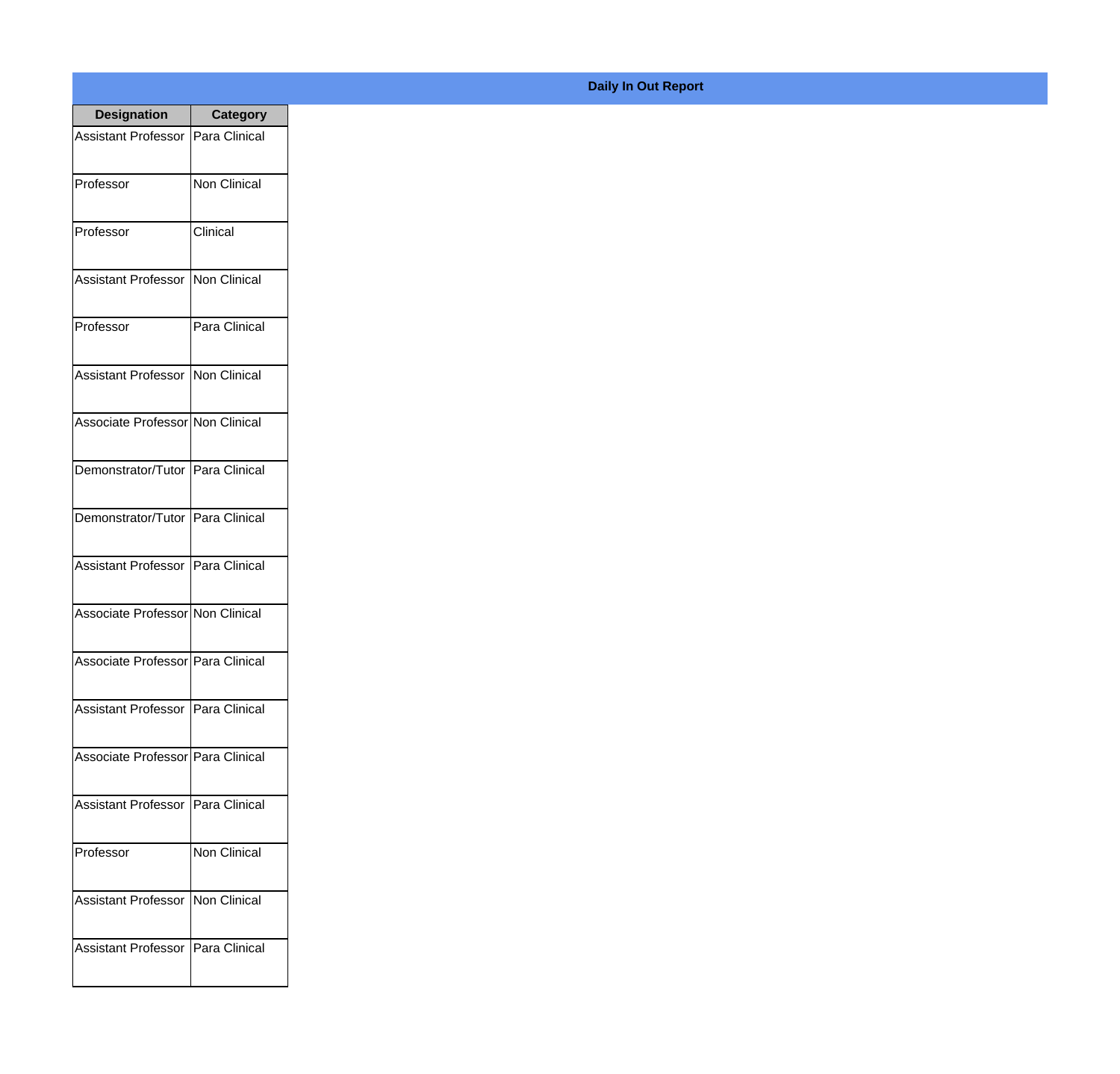**Daily In Out Report**

| Designation | Category |
|---|---|
| Assistant Professor | Para Clinical |
| Professor | Non Clinical |
| Professor | Clinical |
| Assistant Professor | Non Clinical |
| Professor | Para Clinical |
| Assistant Professor | Non Clinical |
| Associate Professor | Non Clinical |
| Demonstrator/Tutor | Para Clinical |
| Demonstrator/Tutor | Para Clinical |
| Assistant Professor | Para Clinical |
| Associate Professor | Non Clinical |
| Associate Professor | Para Clinical |
| Assistant Professor | Para Clinical |
| Associate Professor | Para Clinical |
| Assistant Professor | Para Clinical |
| Professor | Non Clinical |
| Assistant Professor | Non Clinical |
| Assistant Professor | Para Clinical |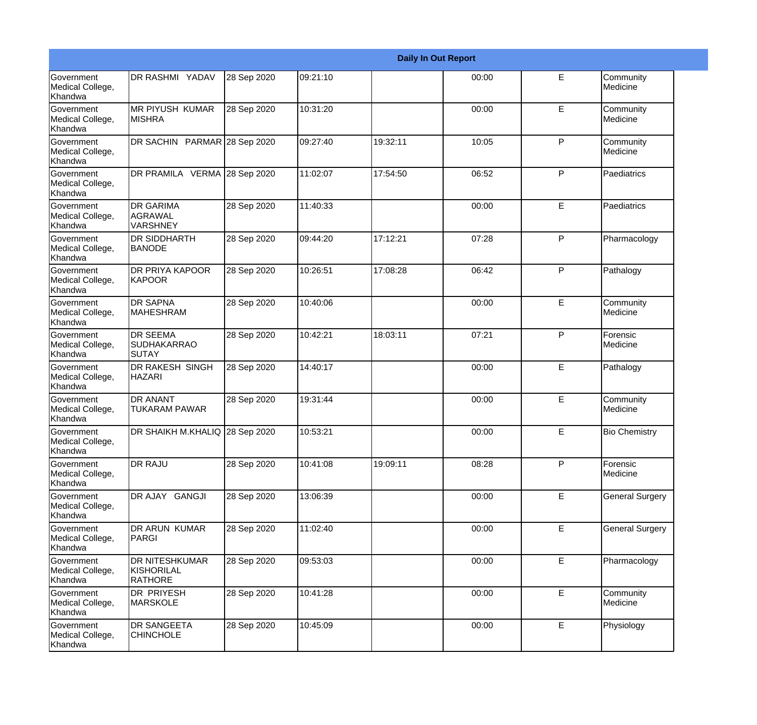| Daily In Out Report | | | | | | | |
|---|---|---|---|---|---|---|---|
| Government Medical College, Khandwa | DR RASHMI YADAV | 28 Sep 2020 | 09:21:10 | | 00:00 | E | Community Medicine |
| Government Medical College, Khandwa | MR PIYUSH KUMAR MISHRA | 28 Sep 2020 | 10:31:20 | | 00:00 | E | Community Medicine |
| Government Medical College, Khandwa | DR SACHIN PARMAR | 28 Sep 2020 | 09:27:40 | 19:32:11 | 10:05 | P | Community Medicine |
| Government Medical College, Khandwa | DR PRAMILA VERMA | 28 Sep 2020 | 11:02:07 | 17:54:50 | 06:52 | P | Paediatrics |
| Government Medical College, Khandwa | DR GARIMA AGRAWAL VARSHNEY | 28 Sep 2020 | 11:40:33 | | 00:00 | E | Paediatrics |
| Government Medical College, Khandwa | DR SIDDHARTH BANODE | 28 Sep 2020 | 09:44:20 | 17:12:21 | 07:28 | P | Pharmacology |
| Government Medical College, Khandwa | DR PRIYA KAPOOR KAPOOR | 28 Sep 2020 | 10:26:51 | 17:08:28 | 06:42 | P | Pathalogy |
| Government Medical College, Khandwa | DR SAPNA MAHESHRAM | 28 Sep 2020 | 10:40:06 | | 00:00 | E | Community Medicine |
| Government Medical College, Khandwa | DR SEEMA SUDHAKARRAO SUTAY | 28 Sep 2020 | 10:42:21 | 18:03:11 | 07:21 | P | Forensic Medicine |
| Government Medical College, Khandwa | DR RAKESH SINGH HAZARI | 28 Sep 2020 | 14:40:17 | | 00:00 | E | Pathalogy |
| Government Medical College, Khandwa | DR ANANT TUKARAM PAWAR | 28 Sep 2020 | 19:31:44 | | 00:00 | E | Community Medicine |
| Government Medical College, Khandwa | DR SHAIKH M.KHALIQ | 28 Sep 2020 | 10:53:21 | | 00:00 | E | Bio Chemistry |
| Government Medical College, Khandwa | DR RAJU | 28 Sep 2020 | 10:41:08 | 19:09:11 | 08:28 | P | Forensic Medicine |
| Government Medical College, Khandwa | DR AJAY GANGJI | 28 Sep 2020 | 13:06:39 | | 00:00 | E | General Surgery |
| Government Medical College, Khandwa | DR ARUN KUMAR PARGI | 28 Sep 2020 | 11:02:40 | | 00:00 | E | General Surgery |
| Government Medical College, Khandwa | DR NITESHKUMAR KISHORILAL RATHORE | 28 Sep 2020 | 09:53:03 | | 00:00 | E | Pharmacology |
| Government Medical College, Khandwa | DR PRIYESH MARSKOLE | 28 Sep 2020 | 10:41:28 | | 00:00 | E | Community Medicine |
| Government Medical College, Khandwa | DR SANGEETA CHINCHOLE | 28 Sep 2020 | 10:45:09 | | 00:00 | E | Physiology |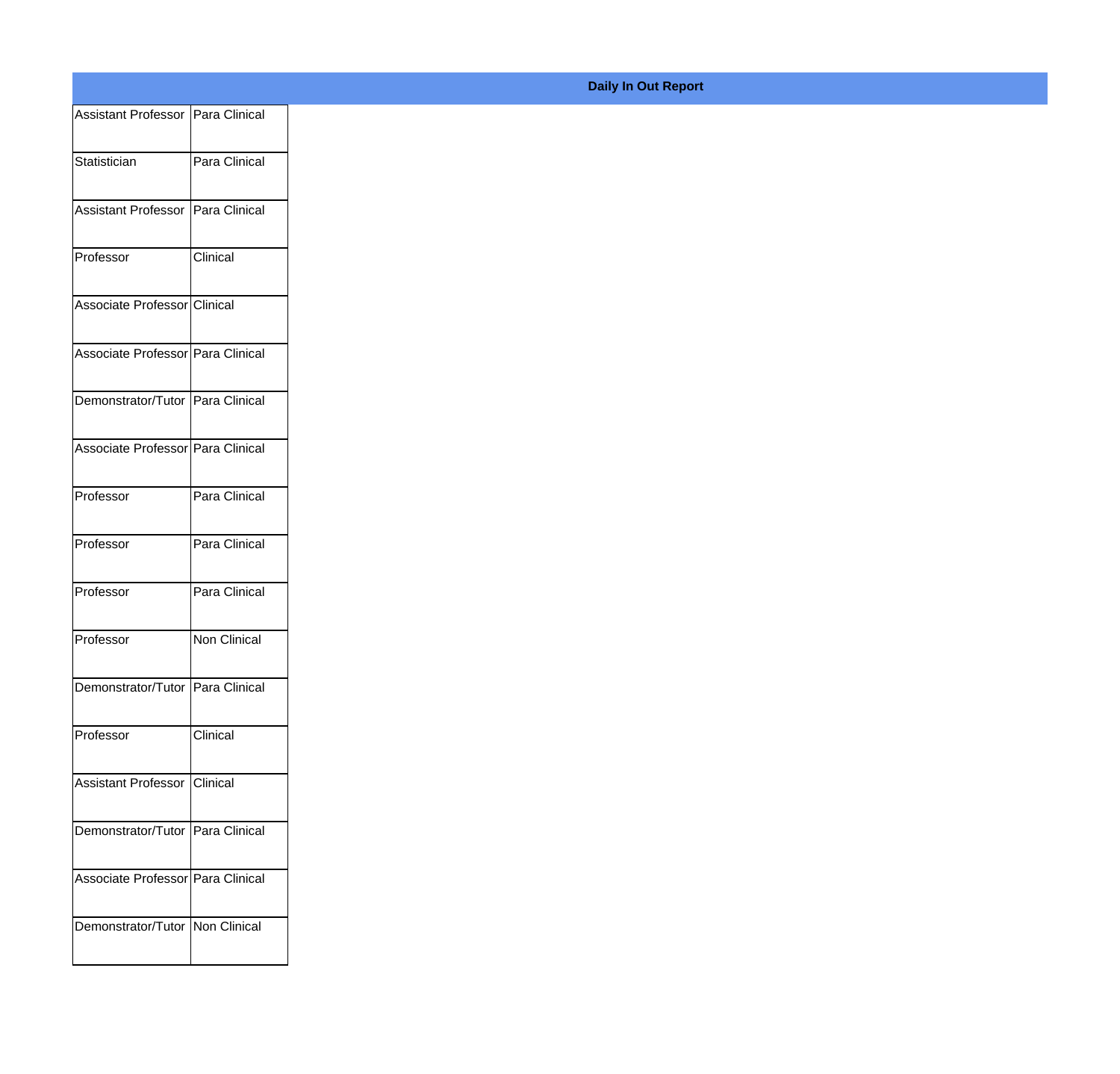**Daily In Out Report**

| | |
|---|---|
| Assistant Professor | Para Clinical |
| Statistician | Para Clinical |
| Assistant Professor | Para Clinical |
| Professor | Clinical |
| Associate Professor | Clinical |
| Associate Professor | Para Clinical |
| Demonstrator/Tutor | Para Clinical |
| Associate Professor | Para Clinical |
| Professor | Para Clinical |
| Professor | Para Clinical |
| Professor | Para Clinical |
| Professor | Non Clinical |
| Demonstrator/Tutor | Para Clinical |
| Professor | Clinical |
| Assistant Professor | Clinical |
| Demonstrator/Tutor | Para Clinical |
| Associate Professor | Para Clinical |
| Demonstrator/Tutor | Non Clinical |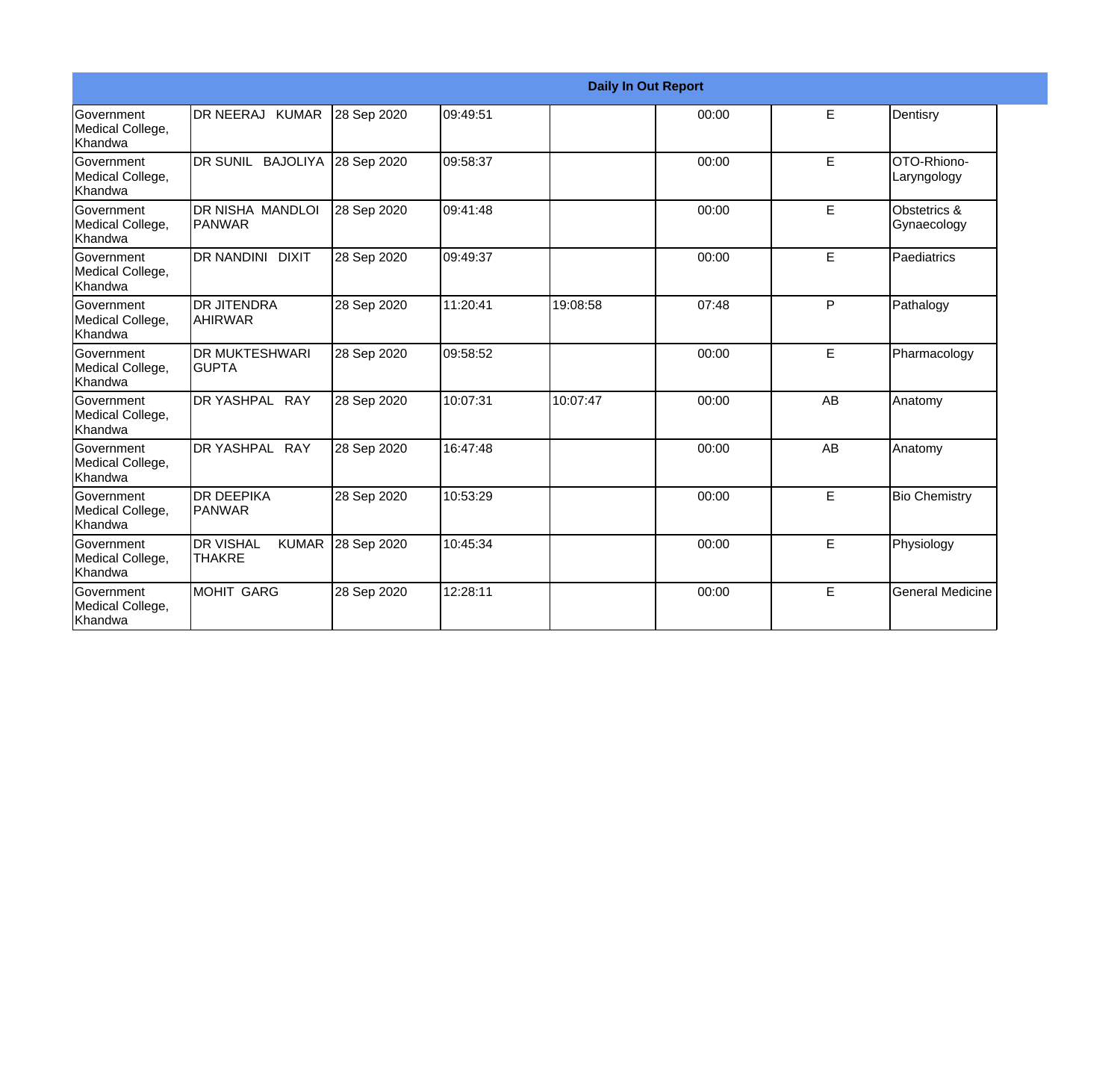## Daily In Out Report

| | | | | | | | |
|---|---|---|---|---|---|---|---|
| Government Medical College, Khandwa | DR NEERAJ KUMAR | 28 Sep 2020 | 09:49:51 | | 00:00 | E | Dentisry |
| Government Medical College, Khandwa | DR SUNIL BAJOLIYA | 28 Sep 2020 | 09:58:37 | | 00:00 | E | OTO-Rhiono-Laryngology |
| Government Medical College, Khandwa | DR NISHA MANDLOI PANWAR | 28 Sep 2020 | 09:41:48 | | 00:00 | E | Obstetrics & Gynaecology |
| Government Medical College, Khandwa | DR NANDINI DIXIT | 28 Sep 2020 | 09:49:37 | | 00:00 | E | Paediatrics |
| Government Medical College, Khandwa | DR JITENDRA AHIRWAR | 28 Sep 2020 | 11:20:41 | 19:08:58 | 07:48 | P | Pathalogy |
| Government Medical College, Khandwa | DR MUKTESHWARI GUPTA | 28 Sep 2020 | 09:58:52 | | 00:00 | E | Pharmacology |
| Government Medical College, Khandwa | DR YASHPAL RAY | 28 Sep 2020 | 10:07:31 | 10:07:47 | 00:00 | AB | Anatomy |
| Government Medical College, Khandwa | DR YASHPAL RAY | 28 Sep 2020 | 16:47:48 | | 00:00 | AB | Anatomy |
| Government Medical College, Khandwa | DR DEEPIKA PANWAR | 28 Sep 2020 | 10:53:29 | | 00:00 | E | Bio Chemistry |
| Government Medical College, Khandwa | DR VISHAL KUMAR THAKRE | 28 Sep 2020 | 10:45:34 | | 00:00 | E | Physiology |
| Government Medical College, Khandwa | MOHIT GARG | 28 Sep 2020 | 12:28:11 | | 00:00 | E | General Medicine |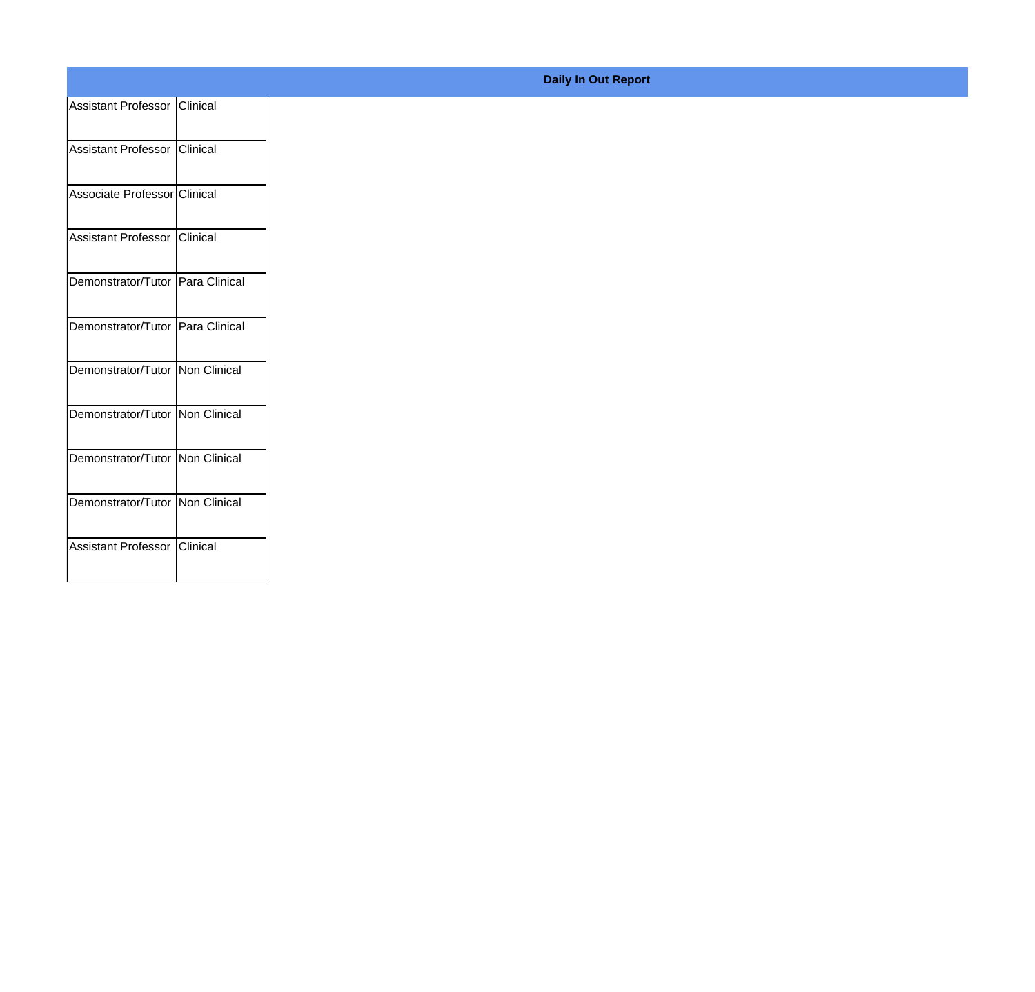**Daily In Out Report**

| | |
|---|---|
| Assistant Professor | Clinical |
| Assistant Professor | Clinical |
| Associate Professor | Clinical |
| Assistant Professor | Clinical |
| Demonstrator/Tutor | Para Clinical |
| Demonstrator/Tutor | Para Clinical |
| Demonstrator/Tutor | Non Clinical |
| Demonstrator/Tutor | Non Clinical |
| Demonstrator/Tutor | Non Clinical |
| Demonstrator/Tutor | Non Clinical |
| Assistant Professor | Clinical |